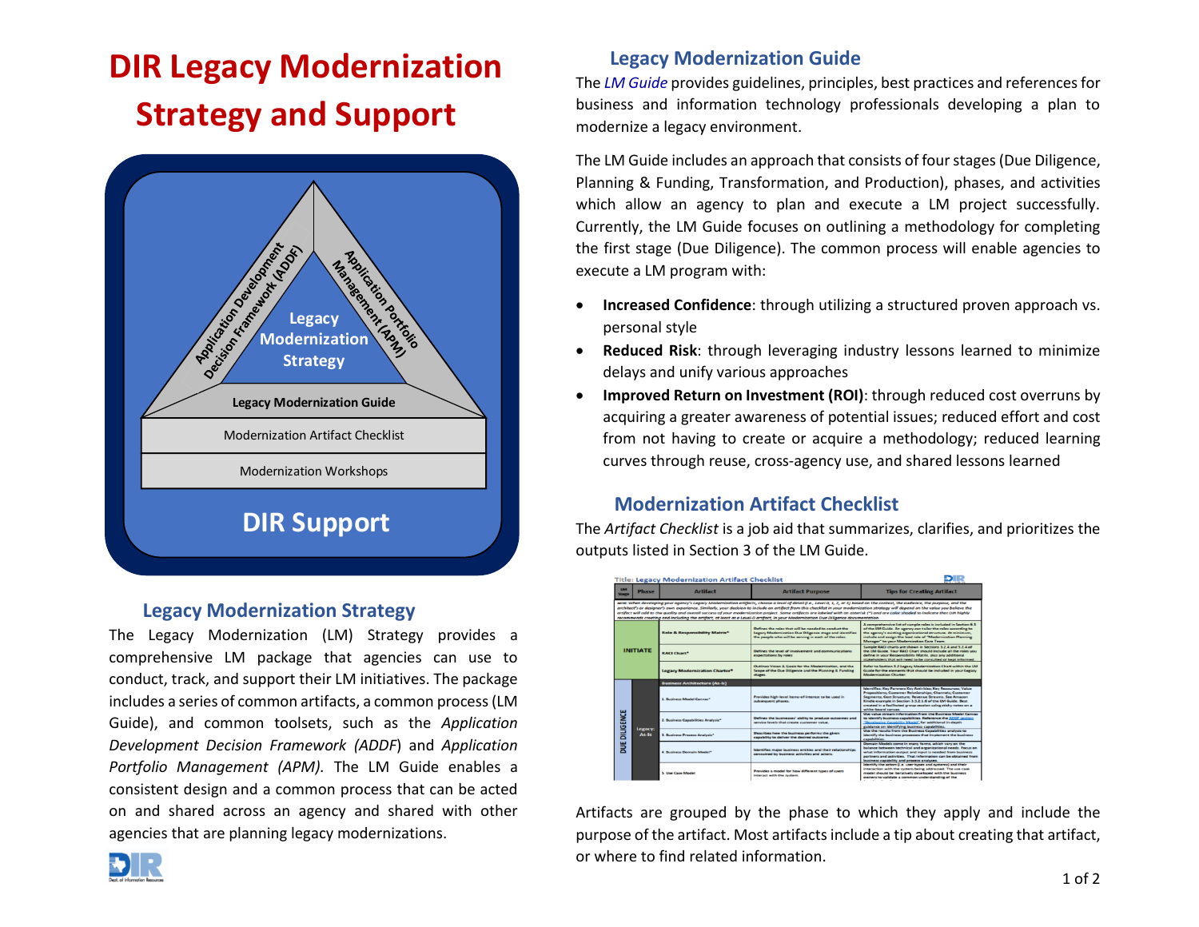# DIR Legacy Modernization Strategy and Support

Application Development Decision Framework (ADDF)

Application Portfolio Management (APM)

Legacy Modernization Strategy

Legacy Modernization Guide

Modernization Artifact Checklist

Modernization Workshops

DIR Support

## Legacy Modernization Strategy

The Legacy Modernization (LM) Strategy provides a comprehensive LM package that agencies can use to conduct, track, and support their LM initiatives. The package includes a series of common artifacts, a common process (LM Guide), and common toolsets, such as the *Application Development Decision Framework (ADDF)* and *Application Portfolio Management (APM).* The LM Guide enables a consistent design and a common process that can be acted on and shared across an agency and shared with other agencies that are planning legacy modernizations.

## Legacy Modernization Guide

The *LM Guide* provides guidelines, principles, best practices and references for business and information technology professionals developing a plan to modernize a legacy environment.

The LM Guide includes an approach that consists of four stages (Due Diligence, Planning & Funding, Transformation, and Production), phases, and activities which allow an agency to plan and execute a LM project successfully. Currently, the LM Guide focuses on outlining a methodology for completing the first stage (Due Diligence). The common process will enable agencies to execute a LM program with:

- **Increased Confidence**: through utilizing a structured proven approach vs. personal style
- **Reduced Risk**: through leveraging industry lessons learned to minimize delays and unify various approaches
- **Improved Return on Investment (ROI)**: through reduced cost overruns by acquiring a greater awareness of potential issues; reduced effort and cost from not having to create or acquire a methodology; reduced learning curves through reuse, cross-agency use, and shared lessons learned

## Modernization Artifact Checklist

The *Artifact Checklist* is a job aid that summarizes, clarifies, and prioritizes the outputs listed in Section 3 of the LM Guide.

Artifacts are grouped by the phase to which they apply and include the purpose of the artifact. Most artifacts include a tip about creating that artifact, or where to find related information.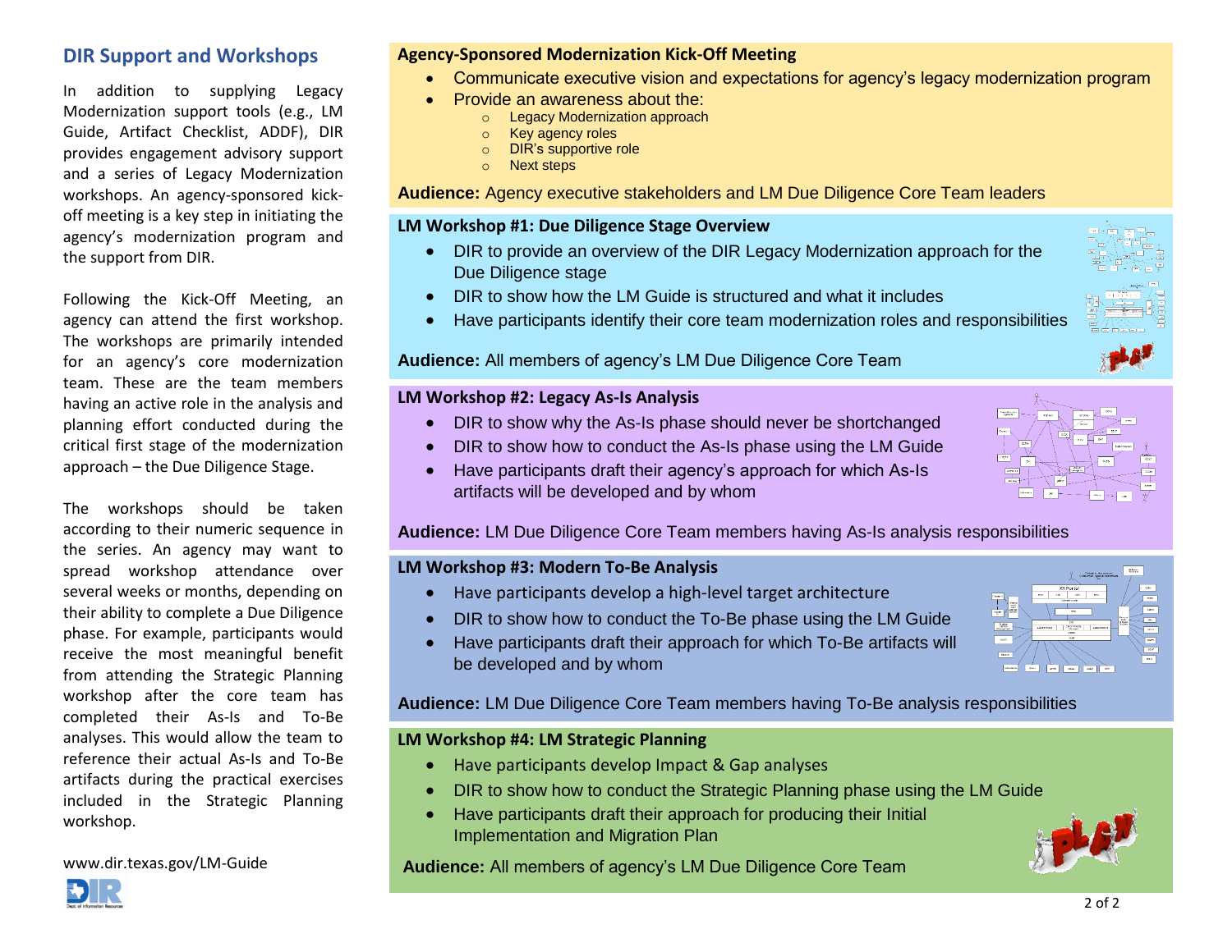## DIR Support and Workshops

In addition to supplying Legacy Modernization support tools (e.g., LM Guide, Artifact Checklist, ADDF), DIR provides engagement advisory support and a series of Legacy Modernization workshops. An agency-sponsored kick-off meeting is a key step in initiating the agency's modernization program and the support from DIR.

Following the Kick-Off Meeting, an agency can attend the first workshop. The workshops are primarily intended for an agency's core modernization team. These are the team members having an active role in the analysis and planning effort conducted during the critical first stage of the modernization approach – the Due Diligence Stage.

The workshops should be taken according to their numeric sequence in the series. An agency may want to spread workshop attendance over several weeks or months, depending on their ability to complete a Due Diligence phase. For example, participants would receive the most meaningful benefit from attending the Strategic Planning workshop after the core team has completed their As-Is and To-Be analyses. This would allow the team to reference their actual As-Is and To-Be artifacts during the practical exercises included in the Strategic Planning workshop.

www.dir.texas.gov/LM-Guide

### Agency-Sponsored Modernization Kick-Off Meeting

- Communicate executive vision and expectations for agency's legacy modernization program
- Provide an awareness about the:
  - Legacy Modernization approach
  - Key agency roles
  - DIR's supportive role
  - Next steps

**Audience:** Agency executive stakeholders and LM Due Diligence Core Team leaders

### LM Workshop #1: Due Diligence Stage Overview

- DIR to provide an overview of the DIR Legacy Modernization approach for the Due Diligence stage
- DIR to show how the LM Guide is structured and what it includes
- Have participants identify their core team modernization roles and responsibilities

**Audience:** All members of agency's LM Due Diligence Core Team

### LM Workshop #2: Legacy As-Is Analysis

- DIR to show why the As-Is phase should never be shortchanged
- DIR to show how to conduct the As-Is phase using the LM Guide
- Have participants draft their agency's approach for which As-Is artifacts will be developed and by whom

**Audience:** LM Due Diligence Core Team members having As-Is analysis responsibilities

### LM Workshop #3: Modern To-Be Analysis

- Have participants develop a high-level target architecture
- DIR to show how to conduct the To-Be phase using the LM Guide
- Have participants draft their approach for which To-Be artifacts will be developed and by whom

**Audience:** LM Due Diligence Core Team members having To-Be analysis responsibilities

### LM Workshop #4: LM Strategic Planning

- Have participants develop Impact & Gap analyses
- DIR to show how to conduct the Strategic Planning phase using the LM Guide
- Have participants draft their approach for producing their Initial Implementation and Migration Plan

**Audience:** All members of agency's LM Due Diligence Core Team